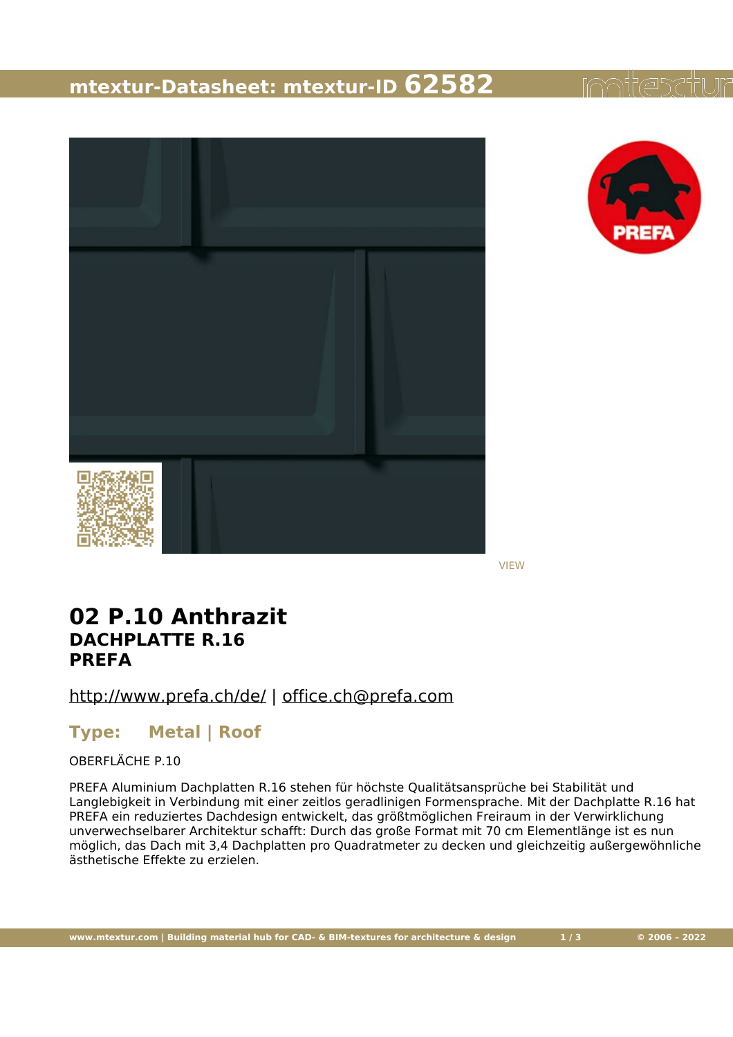# mtextur-Datasheet: mtextur-ID 62582

VIEW

# 02 P.10 Anthrazit

## DACHPLATTE R.16

## PREFA

http://www.prefa.ch/de/ | office.ch@prefa.com

### Type: Metal | Roof

OBERFLÄCHE P.10

PREFA Aluminium Dachplatten R.16 stehen für höchste Qualitätsansprüche bei Stabilität und Langlebigkeit in Verbindung mit einer zeitlos geradlinigen Formensprache. Mit der Dachplatte R.16 hat PREFA ein reduziertes Dachdesign entwickelt, das größtmöglichen Freiraum in der Verwirklichung unverwechselbarer Architektur schafft: Durch das große Format mit 70 cm Elementlänge ist es nun möglich, das Dach mit 3,4 Dachplatten pro Quadratmeter zu decken und gleichzeitig außergewöhnliche ästhetische Effekte zu erzielen.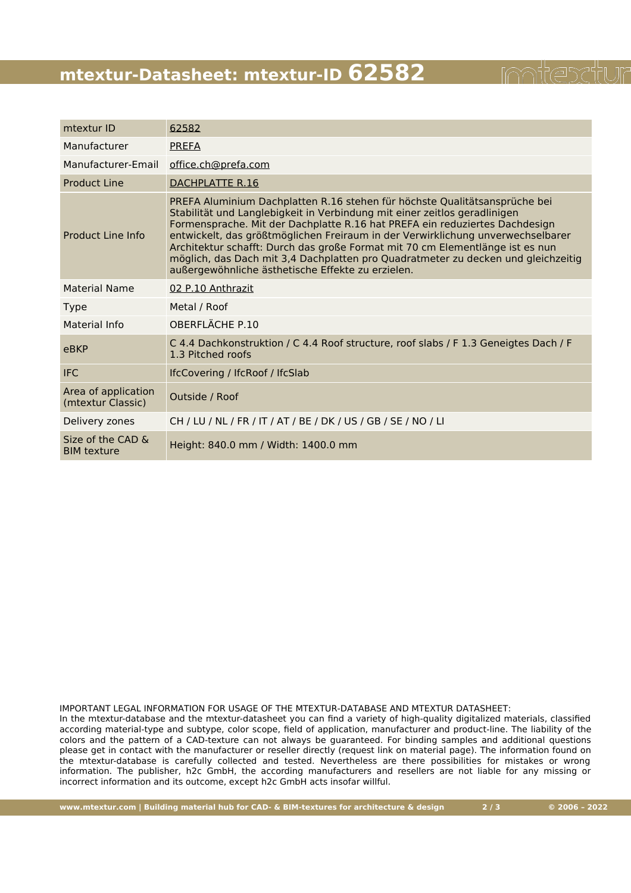# mtextur-Datasheet: mtextur-ID 62582

| mtextur ID | 62582 |
|---|---|
| Manufacturer | PREFA |
| Manufacturer-Email | office.ch@prefa.com |
| Product Line | DACHPLATTE R.16 |
| Product Line Info | PREFA Aluminium Dachplatten R.16 stehen für höchste Qualitätsansprüche bei Stabilität und Langlebigkeit in Verbindung mit einer zeitlos geradlinigen Formensprache. Mit der Dachplatte R.16 hat PREFA ein reduziertes Dachdesign entwickelt, das größtmöglichen Freiraum in der Verwirklichung unverwechselbarer Architektur schafft: Durch das große Format mit 70 cm Elementlänge ist es nun möglich, das Dach mit 3,4 Dachplatten pro Quadratmeter zu decken und gleichzeitig außergewöhnliche ästhetische Effekte zu erzielen. |
| Material Name | 02 P.10 Anthrazit |
| Type | Metal / Roof |
| Material Info | OBERFLÄCHE P.10 |
| eBKP | C 4.4 Dachkonstruktion / C 4.4 Roof structure, roof slabs / F 1.3 Geneigtes Dach / F 1.3 Pitched roofs |
| IFC | IfcCovering / IfcRoof / IfcSlab |
| Area of application (mtextur Classic) | Outside / Roof |
| Delivery zones | CH / LU / NL / FR / IT / AT / BE / DK / US / GB / SE / NO / LI |
| Size of the CAD & BIM texture | Height: 840.0 mm / Width: 1400.0 mm |

IMPORTANT LEGAL INFORMATION FOR USAGE OF THE MTEXTUR-DATABASE AND MTEXTUR DATASHEET:
In the mtextur-database and the mtextur-datasheet you can find a variety of high-quality digitalized materials, classified according material-type and subtype, color scope, field of application, manufacturer and product-line. The liability of the colors and the pattern of a CAD-texture can not always be guaranteed. For binding samples and additional questions please get in contact with the manufacturer or reseller directly (request link on material page). The information found on the mtextur-database is carefully collected and tested. Nevertheless are there possibilities for mistakes or wrong information. The publisher, h2c GmbH, the according manufacturers and resellers are not liable for any missing or incorrect information and its outcome, except h2c GmbH acts insofar willful.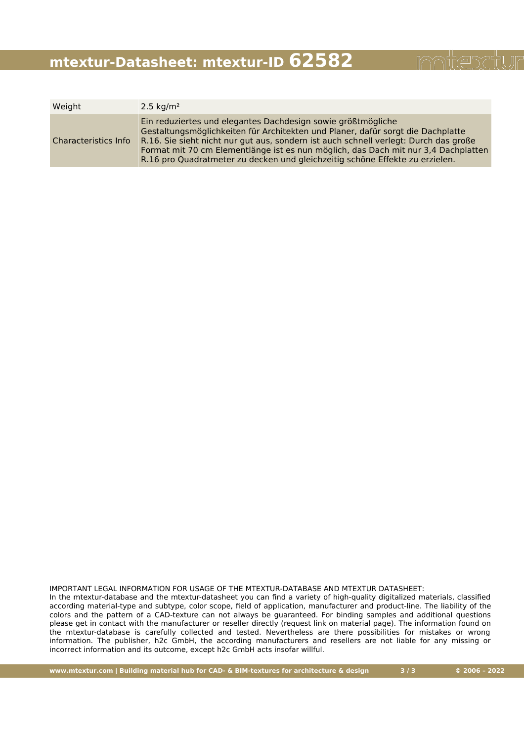| | |
|---|---|
| Weight | 2.5 kg/m² |
| Characteristics Info | Ein reduziertes und elegantes Dachdesign sowie größtmögliche Gestaltungsmöglichkeiten für Architekten und Planer, dafür sorgt die Dachplatte R.16. Sie sieht nicht nur gut aus, sondern ist auch schnell verlegt: Durch das große Format mit 70 cm Elementlänge ist es nun möglich, das Dach mit nur 3,4 Dachplatten R.16 pro Quadratmeter zu decken und gleichzeitig schöne Effekte zu erzielen. |

IMPORTANT LEGAL INFORMATION FOR USAGE OF THE MTEXTUR-DATABASE AND MTEXTUR DATASHEET:
In the mtextur-database and the mtextur-datasheet you can find a variety of high-quality digitalized materials, classified according material-type and subtype, color scope, field of application, manufacturer and product-line. The liability of the colors and the pattern of a CAD-texture can not always be guaranteed. For binding samples and additional questions please get in contact with the manufacturer or reseller directly (request link on material page). The information found on the mtextur-database is carefully collected and tested. Nevertheless are there possibilities for mistakes or wrong information. The publisher, h2c GmbH, the according manufacturers and resellers are not liable for any missing or incorrect information and its outcome, except h2c GmbH acts insofar willful.